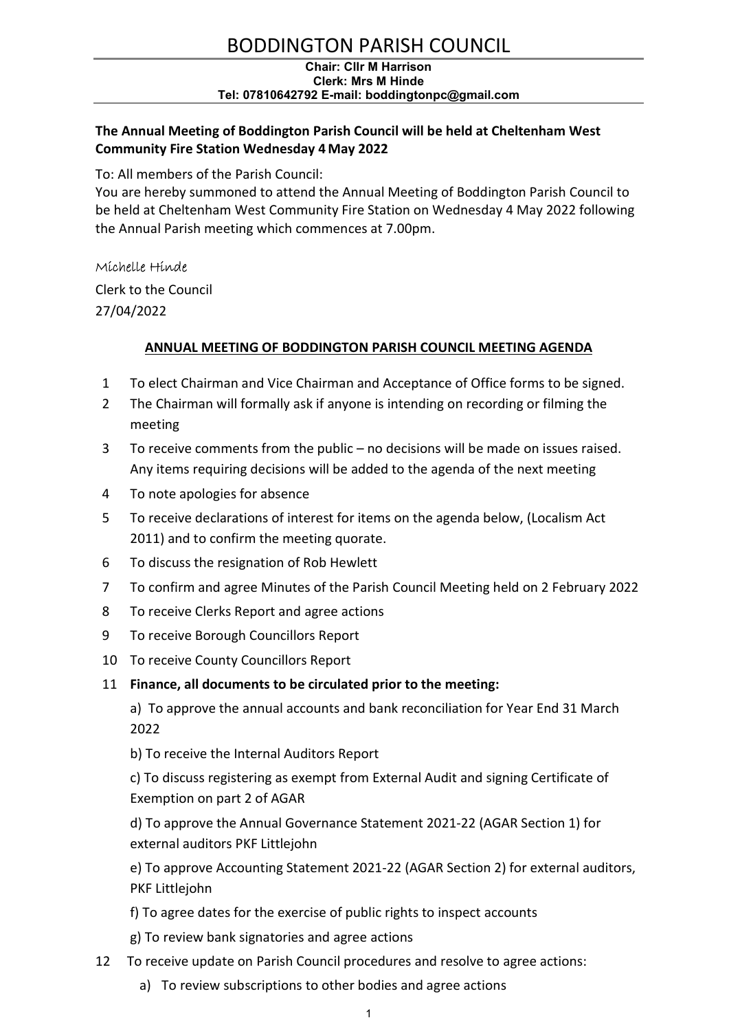# BODDINGTON PARISH COUNCIL

**Chair: Cllr M Harrison**
**Clerk: Mrs M Hinde**
**Tel: 07810642792 E-mail: boddingtonpc@gmail.com**

**The Annual Meeting of Boddington Parish Council will be held at Cheltenham West Community Fire Station Wednesday 4 May 2022**

To: All members of the Parish Council:
You are hereby summoned to attend the Annual Meeting of Boddington Parish Council to be held at Cheltenham West Community Fire Station on Wednesday 4 May 2022 following the Annual Parish meeting which commences at 7.00pm.

*Michelle Hinde*

Clerk to the Council
27/04/2022

## ANNUAL MEETING OF BODDINGTON PARISH COUNCIL MEETING AGENDA

1. To elect Chairman and Vice Chairman and Acceptance of Office forms to be signed.
2. The Chairman will formally ask if anyone is intending on recording or filming the meeting
3. To receive comments from the public – no decisions will be made on issues raised. Any items requiring decisions will be added to the agenda of the next meeting
4. To note apologies for absence
5. To receive declarations of interest for items on the agenda below, (Localism Act 2011) and to confirm the meeting quorate.
6. To discuss the resignation of Rob Hewlett
7. To confirm and agree Minutes of the Parish Council Meeting held on 2 February 2022
8. To receive Clerks Report and agree actions
9. To receive Borough Councillors Report
10. To receive County Councillors Report
11. **Finance, all documents to be circulated prior to the meeting:**

    a) To approve the annual accounts and bank reconciliation for Year End 31 March 2022

    b) To receive the Internal Auditors Report

    c) To discuss registering as exempt from External Audit and signing Certificate of Exemption on part 2 of AGAR

    d) To approve the Annual Governance Statement 2021-22 (AGAR Section 1) for external auditors PKF Littlejohn

    e) To approve Accounting Statement 2021-22 (AGAR Section 2) for external auditors, PKF Littlejohn

    f) To agree dates for the exercise of public rights to inspect accounts

    g) To review bank signatories and agree actions
12. To receive update on Parish Council procedures and resolve to agree actions:
    a) To review subscriptions to other bodies and agree actions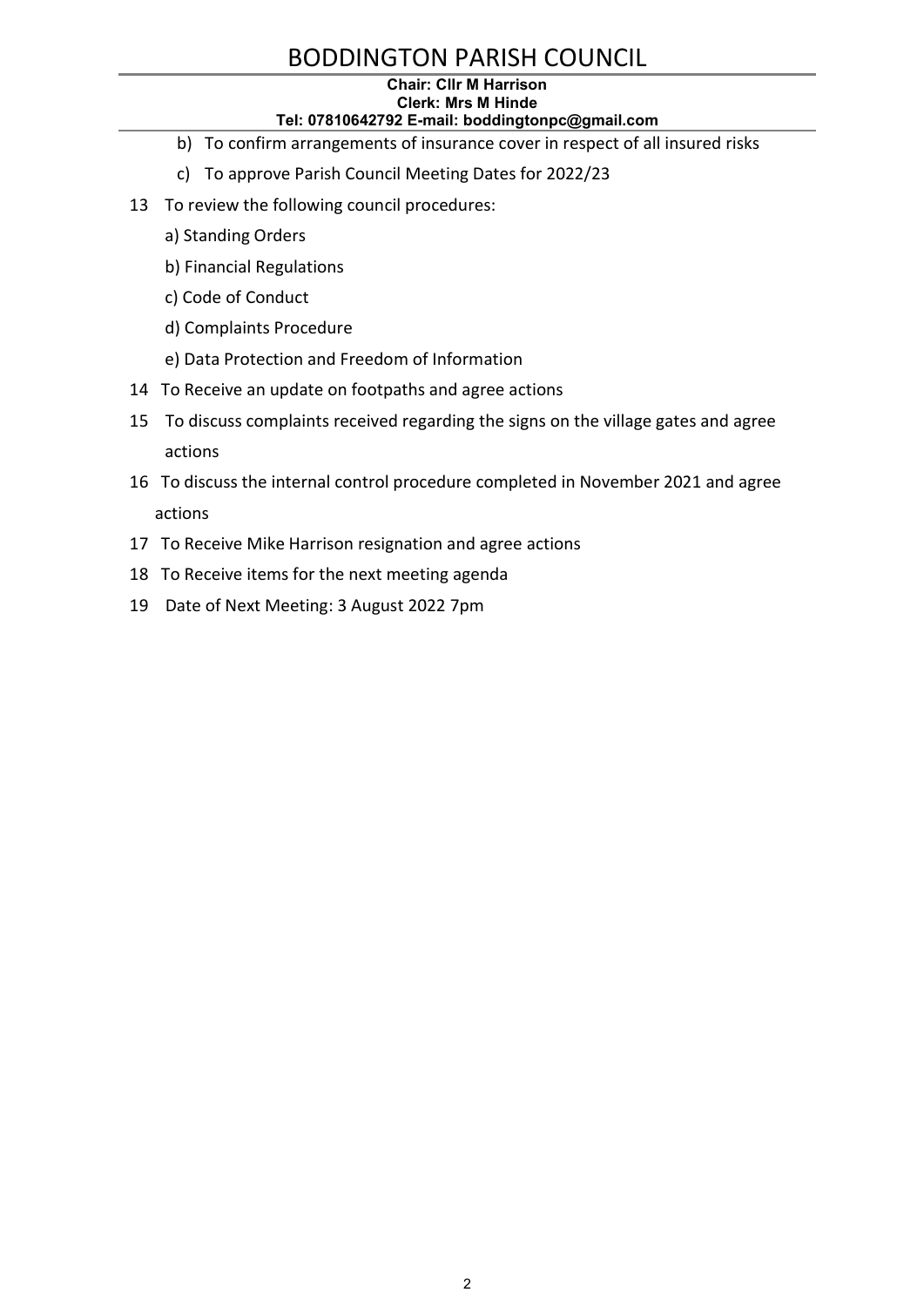b) To confirm arrangements of insurance cover in respect of all insured risks

c) To approve Parish Council Meeting Dates for 2022/23

13 To review the following council procedures:

a) Standing Orders

b) Financial Regulations

c) Code of Conduct

d) Complaints Procedure

e) Data Protection and Freedom of Information

14 To Receive an update on footpaths and agree actions

15 To discuss complaints received regarding the signs on the village gates and agree actions

16 To discuss the internal control procedure completed in November 2021 and agree actions

17 To Receive Mike Harrison resignation and agree actions

18 To Receive items for the next meeting agenda

19 Date of Next Meeting: 3 August 2022 7pm